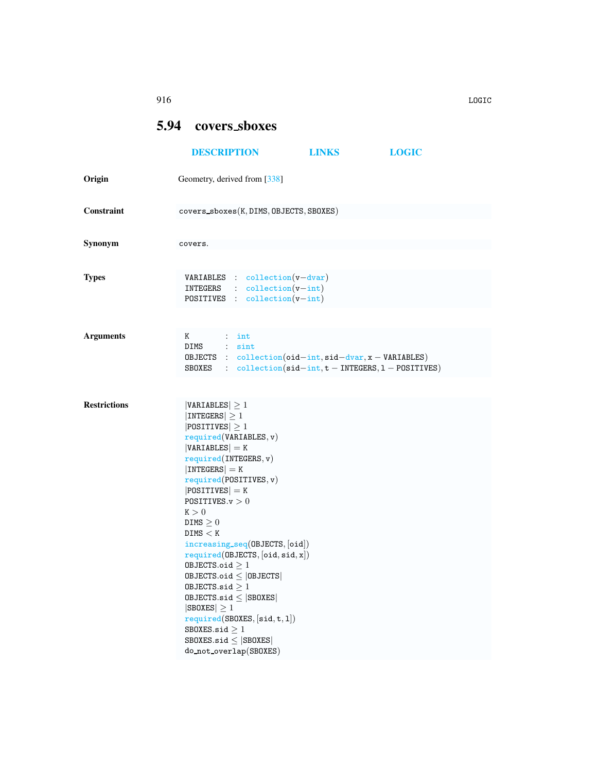## 5.94 covers_sboxes

DESCRIPTION LINKS LOGIC

**Origin** Geometry, derived from [338]

**Constraint** `covers_sboxes(K, DIMS, OBJECTS, SBOXES)`

**Synonym** `covers`.

**Types**

```
VARIABLES  : collection(v-dvar)
INTEGERS   : collection(v-int)
POSITIVES  : collection(v-int)
```

**Arguments**

```
K        : int
DIMS     : sint
OBJECTS  : collection(oid-int, sid-dvar, x - VARIABLES)
SBOXES   : collection(sid-int, t - INTEGERS, l - POSITIVES)
```

**Restrictions**

```
|VARIABLES| ≥ 1
|INTEGERS| ≥ 1
|POSITIVES| ≥ 1
required(VARIABLES, v)
|VARIABLES| = K
required(INTEGERS, v)
|INTEGERS| = K
required(POSITIVES, v)
|POSITIVES| = K
POSITIVES.v > 0
K > 0
DIMS ≥ 0
DIMS < K
increasing_seq(OBJECTS, [oid])
required(OBJECTS, [oid, sid, x])
OBJECTS.oid ≥ 1
OBJECTS.oid ≤ |OBJECTS|
OBJECTS.sid ≥ 1
OBJECTS.sid ≤ |SBOXES|
|SBOXES| ≥ 1
required(SBOXES, [sid, t, l])
SBOXES.sid ≥ 1
SBOXES.sid ≤ |SBOXES|
do_not_overlap(SBOXES)
```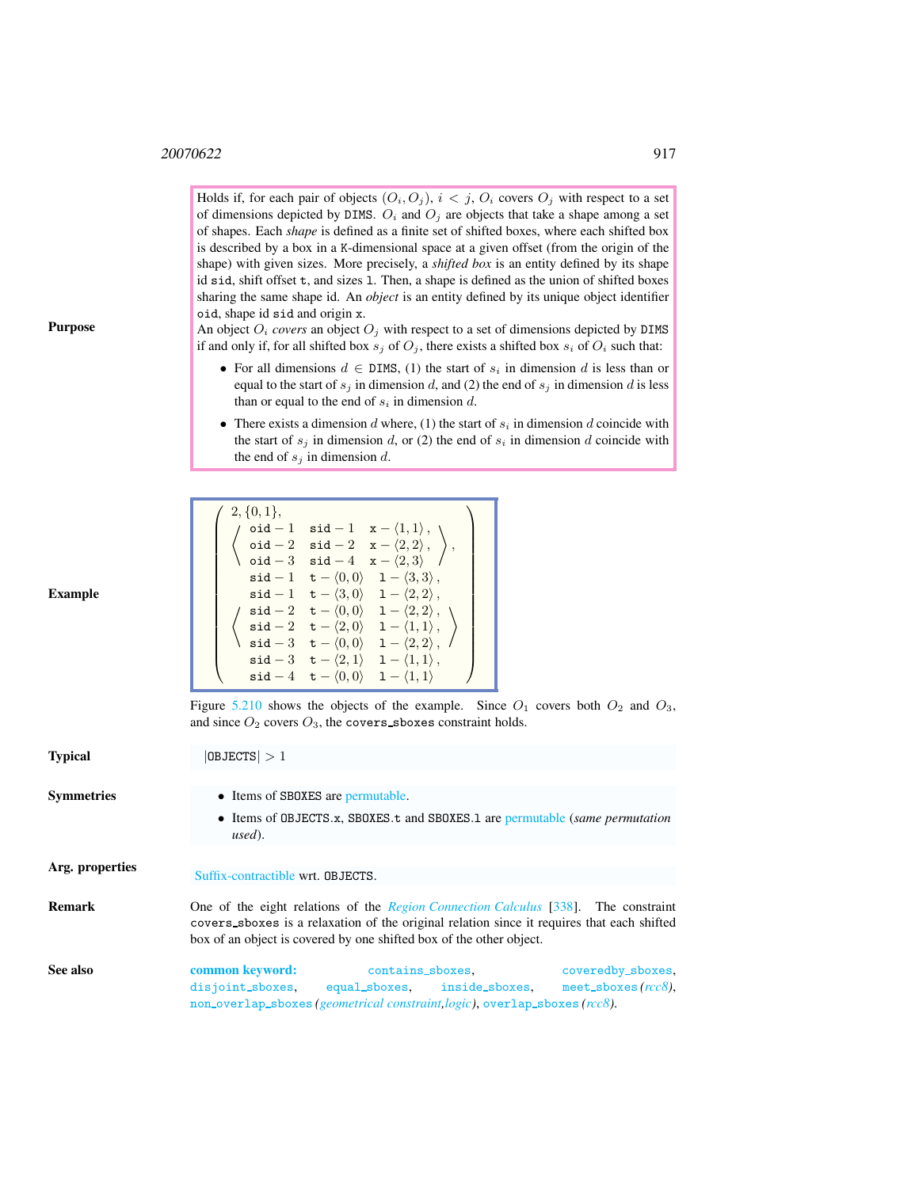**Purpose**

Holds if, for each pair of objects $(O_i, O_j)$, $i < j$, $O_i$ covers $O_j$ with respect to a set of dimensions depicted by `DIMS`. $O_i$ and $O_j$ are objects that take a shape among a set of shapes. Each *shape* is defined as a finite set of shifted boxes, where each shifted box is described by a box in a `K`-dimensional space at a given offset (from the origin of the shape) with given sizes. More precisely, a *shifted box* is an entity defined by its shape id `sid`, shift offset `t`, and sizes `l`. Then, a shape is defined as the union of shifted boxes sharing the same shape id. An *object* is an entity defined by its unique object identifier `oid`, shape id `sid` and origin `x`.

An object $O_i$ *covers* an object $O_j$ with respect to a set of dimensions depicted by `DIMS` if and only if, for all shifted box $s_j$ of $O_j$, there exists a shifted box $s_i$ of $O_i$ such that:

- For all dimensions $d \in$ `DIMS`, (1) the start of $s_i$ in dimension $d$ is less than or equal to the start of $s_j$ in dimension $d$, and (2) the end of $s_j$ in dimension $d$ is less than or equal to the end of $s_i$ in dimension $d$.
- There exists a dimension $d$ where, (1) the start of $s_i$ in dimension $d$ coincide with the start of $s_j$ in dimension $d$, or (2) the end of $s_i$ in dimension $d$ coincide with the end of $s_j$ in dimension $d$.

**Example**

$$
\left(\begin{array}{l}
2, \{0, 1\}, \\
\left\langle \begin{array}{lll}
\texttt{oid}-1 & \texttt{sid}-1 & \texttt{x}-\langle 1, 1\rangle, \\
\texttt{oid}-2 & \texttt{sid}-2 & \texttt{x}-\langle 2, 2\rangle, \\
\texttt{oid}-3 & \texttt{sid}-4 & \texttt{x}-\langle 2, 3\rangle
\end{array}\right\rangle, \\
\left\langle \begin{array}{lll}
\texttt{sid}-1 & \texttt{t}-\langle 0, 0\rangle & \texttt{l}-\langle 3, 3\rangle, \\
\texttt{sid}-1 & \texttt{t}-\langle 3, 0\rangle & \texttt{l}-\langle 2, 2\rangle, \\
\texttt{sid}-2 & \texttt{t}-\langle 0, 0\rangle & \texttt{l}-\langle 2, 2\rangle, \\
\texttt{sid}-2 & \texttt{t}-\langle 2, 0\rangle & \texttt{l}-\langle 1, 1\rangle, \\
\texttt{sid}-3 & \texttt{t}-\langle 0, 0\rangle & \texttt{l}-\langle 2, 2\rangle, \\
\texttt{sid}-3 & \texttt{t}-\langle 2, 1\rangle & \texttt{l}-\langle 1, 1\rangle, \\
\texttt{sid}-4 & \texttt{t}-\langle 0, 0\rangle & \texttt{l}-\langle 1, 1\rangle
\end{array}\right\rangle
\end{array}\right)
$$

Figure 5.210 shows the objects of the example. Since $O_1$ covers both $O_2$ and $O_3$, and since $O_2$ covers $O_3$, the `covers_sboxes` constraint holds.

**Typical**

$|\texttt{OBJECTS}| > 1$

**Symmetries**

- Items of `SBOXES` are permutable.
- Items of `OBJECTS.x`, `SBOXES.t` and `SBOXES.l` are permutable (*same permutation used*).

**Arg. properties**

Suffix-contractible wrt. `OBJECTS`.

**Remark**

One of the eight relations of the *Region Connection Calculus* [338]. The constraint `covers_sboxes` is a relaxation of the original relation since it requires that each shifted box of an object is covered by one shifted box of the other object.

**See also**

**common keyword:** `contains_sboxes`, `coveredby_sboxes`, `disjoint_sboxes`, `equal_sboxes`, `inside_sboxes`, `meet_sboxes` (*rcc8*), `non_overlap_sboxes` (*geometrical constraint,logic*), `overlap_sboxes` (*rcc8*).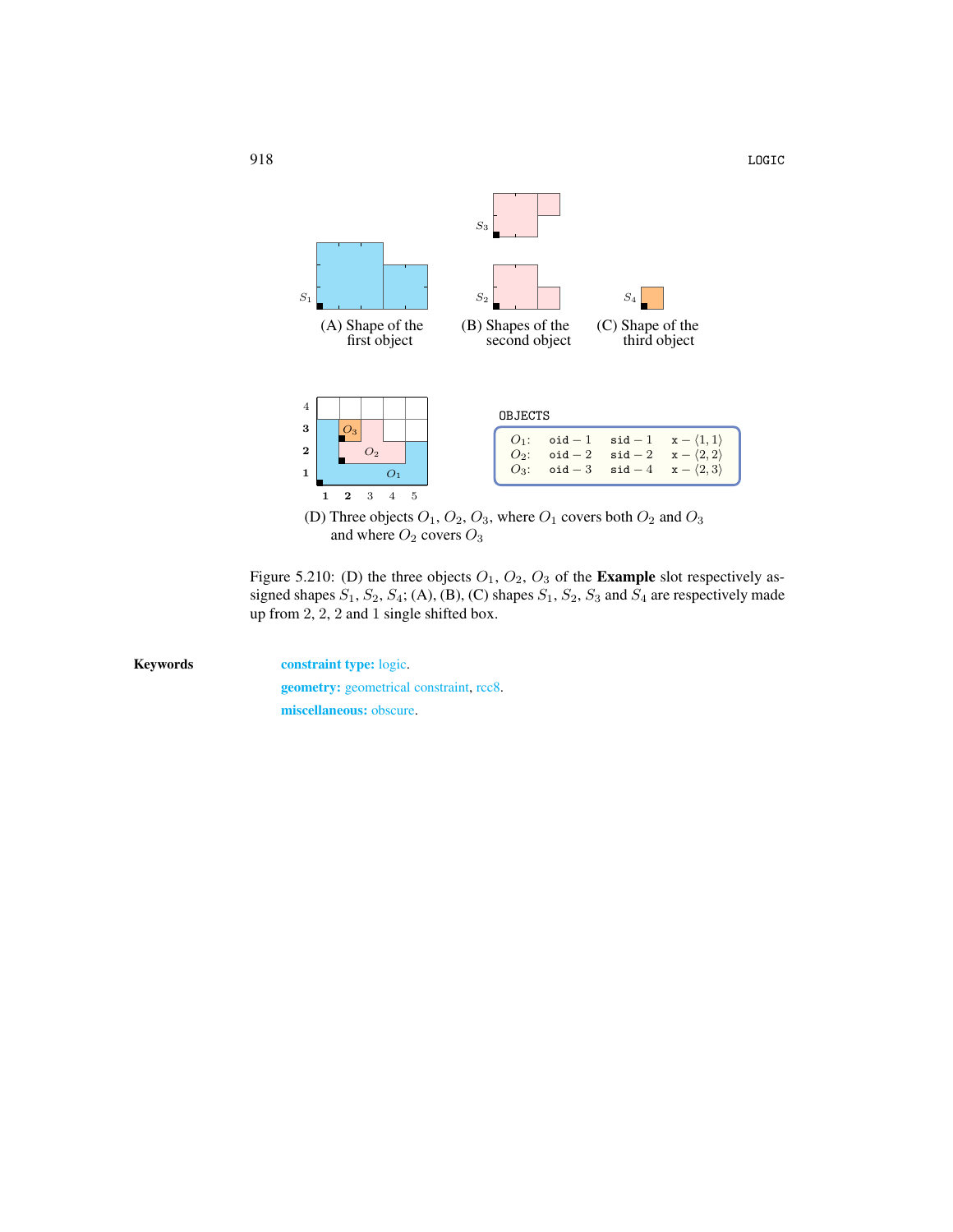(A) Shape of the first object

(B) Shapes of the second object

(C) Shape of the third object

OBJECTS

| | | | |
|---|---|---|---|
| $O_1$: | oid − 1 | sid − 1 | x − $\langle 1, 1\rangle$ |
| $O_2$: | oid − 2 | sid − 2 | x − $\langle 2, 2\rangle$ |
| $O_3$: | oid − 3 | sid − 4 | x − $\langle 2, 3\rangle$ |

(D) Three objects $O_1$, $O_2$, $O_3$, where $O_1$ covers both $O_2$ and $O_3$ and where $O_2$ covers $O_3$

Figure 5.210: (D) the three objects $O_1$, $O_2$, $O_3$ of the **Example** slot respectively assigned shapes $S_1$, $S_2$, $S_4$; (A), (B), (C) shapes $S_1$, $S_2$, $S_3$ and $S_4$ are respectively made up from 2, 2, 2 and 1 single shifted box.

**Keywords**

**constraint type:** logic.

**geometry:** geometrical constraint, rcc8.

**miscellaneous:** obscure.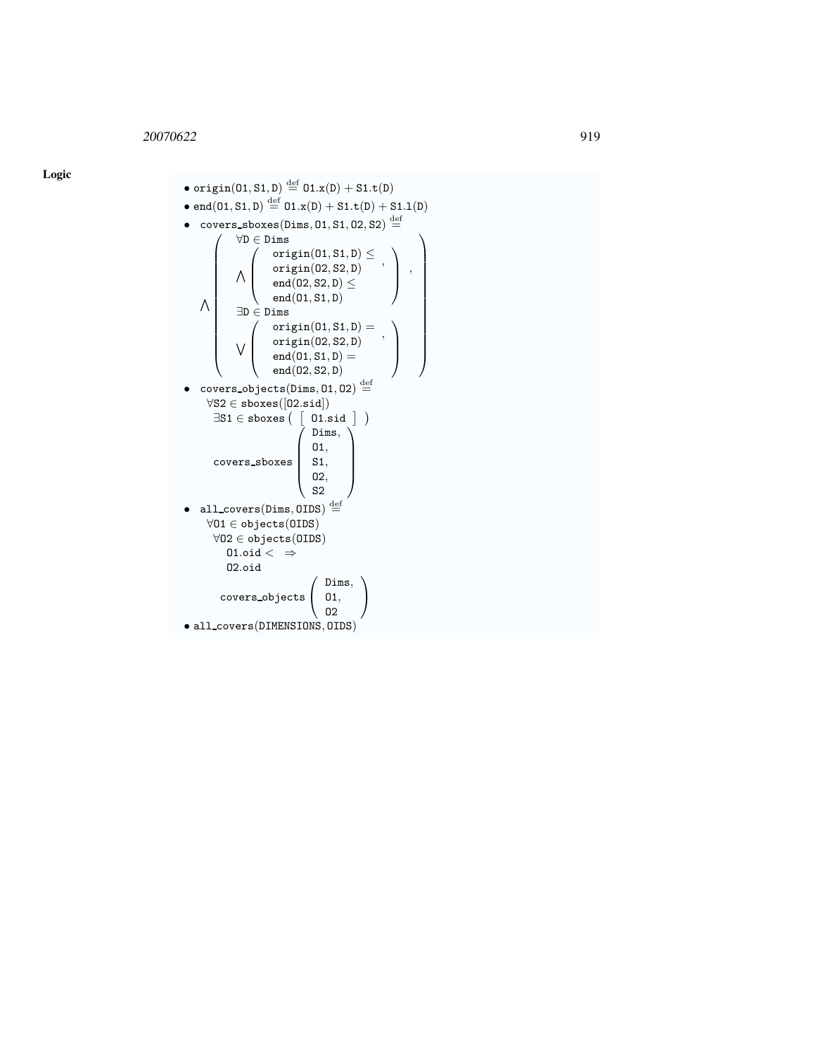**Logic**

- $\texttt{origin(O1, S1, D)} \stackrel{\text{def}}{=} \texttt{O1.x(D)} + \texttt{S1.t(D)}$
- $\texttt{end(O1, S1, D)} \stackrel{\text{def}}{=} \texttt{O1.x(D)} + \texttt{S1.t(D)} + \texttt{S1.l(D)}$
- $\texttt{covers\_sboxes(Dims, O1, S1, O2, S2)} \stackrel{\text{def}}{=}$

$$\bigwedge \left( \begin{array}{l} \forall \texttt{D} \in \texttt{Dims} \\ \bigwedge \left( \begin{array}{l} \texttt{origin(O1, S1, D)} \leq \\ \texttt{origin(O2, S2, D)} \end{array} , \begin{array}{l} \texttt{end(O2, S2, D)} \leq \\ \texttt{end(O1, S1, D)} \end{array} \right) , \\ \exists \texttt{D} \in \texttt{Dims} \\ \bigvee \left( \begin{array}{l} \texttt{origin(O1, S1, D)} = \\ \texttt{origin(O2, S2, D)} \end{array} , \begin{array}{l} \texttt{end(O1, S1, D)} = \\ \texttt{end(O2, S2, D)} \end{array} \right) \end{array} \right)$$

- $\texttt{covers\_objects(Dims, O1, O2)} \stackrel{\text{def}}{=}$

$$\begin{array}{l} \forall \texttt{S2} \in \texttt{sboxes([O2.sid])} \\ \quad \exists \texttt{S1} \in \texttt{sboxes} \left( \left[ \texttt{ O1.sid } \right] \right) \\ \quad \texttt{covers\_sboxes} \left( \begin{array}{l} \texttt{Dims}, \\ \texttt{O1}, \\ \texttt{S1}, \\ \texttt{O2}, \\ \texttt{S2} \end{array} \right) \end{array}$$

- $\texttt{all\_covers(Dims, OIDS)} \stackrel{\text{def}}{=}$

$$\begin{array}{l} \forall \texttt{O1} \in \texttt{objects(OIDS)} \\ \quad \forall \texttt{O2} \in \texttt{objects(OIDS)} \\ \quad \quad \begin{array}{l} \texttt{O1.oid} < \\ \texttt{O2.oid} \end{array} \Rightarrow \\ \quad \quad \texttt{covers\_objects} \left( \begin{array}{l} \texttt{Dims}, \\ \texttt{O1}, \\ \texttt{O2} \end{array} \right) \end{array}$$

- $\texttt{all\_covers(DIMENSIONS, OIDS)}$